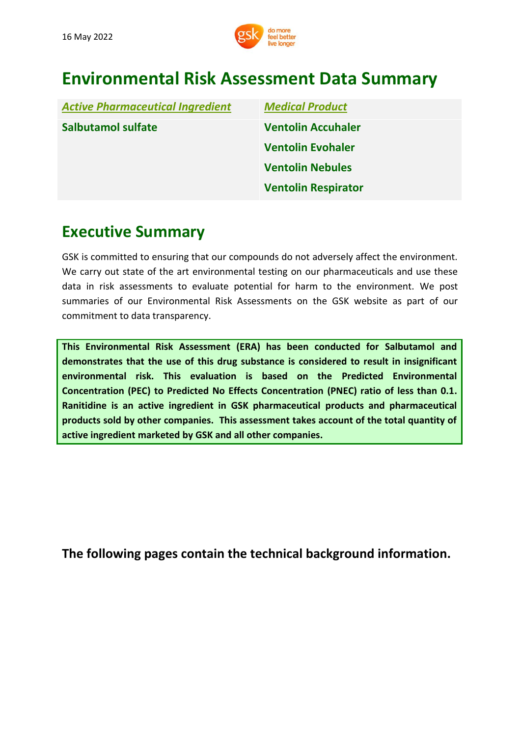16 May 2022

# Environmental Risk Assessment Data Summary

| *Active Pharmaceutical Ingredient* | *Medical Product* |
|---|---|
| **Salbutamol sulfate** | **Ventolin Accuhaler** |
| | **Ventolin Evohaler** |
| | **Ventolin Nebules** |
| | **Ventolin Respirator** |

## Executive Summary

GSK is committed to ensuring that our compounds do not adversely affect the environment. We carry out state of the art environmental testing on our pharmaceuticals and use these data in risk assessments to evaluate potential for harm to the environment. We post summaries of our Environmental Risk Assessments on the GSK website as part of our commitment to data transparency.

**This Environmental Risk Assessment (ERA) has been conducted for Salbutamol and demonstrates that the use of this drug substance is considered to result in insignificant environmental risk. This evaluation is based on the Predicted Environmental Concentration (PEC) to Predicted No Effects Concentration (PNEC) ratio of less than 0.1. Ranitidine is an active ingredient in GSK pharmaceutical products and pharmaceutical products sold by other companies. This assessment takes account of the total quantity of active ingredient marketed by GSK and all other companies.**

**The following pages contain the technical background information.**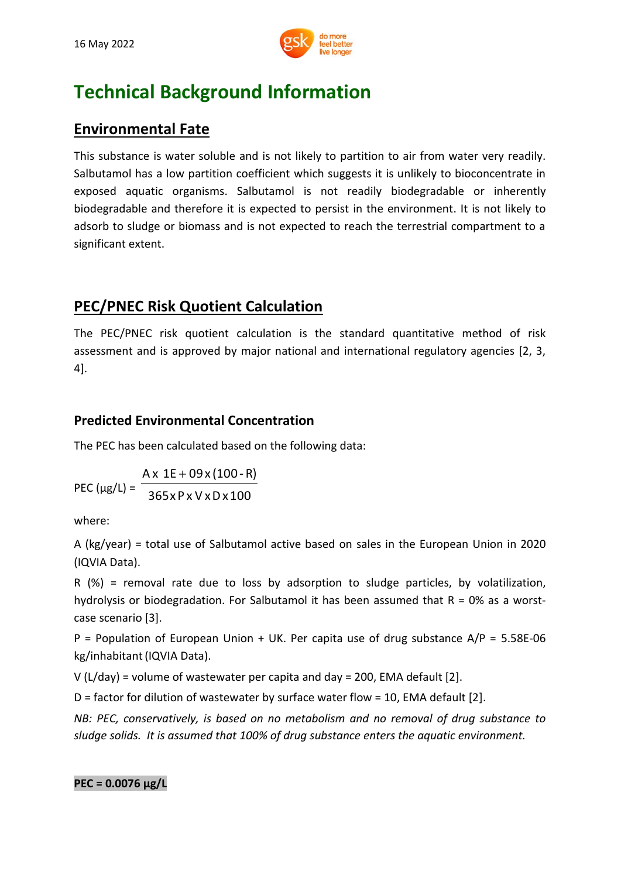16 May 2022

# Technical Background Information

## Environmental Fate

This substance is water soluble and is not likely to partition to air from water very readily. Salbutamol has a low partition coefficient which suggests it is unlikely to bioconcentrate in exposed aquatic organisms. Salbutamol is not readily biodegradable or inherently biodegradable and therefore it is expected to persist in the environment. It is not likely to adsorb to sludge or biomass and is not expected to reach the terrestrial compartment to a significant extent.

## PEC/PNEC Risk Quotient Calculation

The PEC/PNEC risk quotient calculation is the standard quantitative method of risk assessment and is approved by major national and international regulatory agencies [2, 3, 4].

### Predicted Environmental Concentration

The PEC has been calculated based on the following data:

$$\text{PEC } (\mu g/L) = \frac{A \times 1E+09 \times (100 - R)}{365 \times P \times V \times D \times 100}$$

where:

A (kg/year) = total use of Salbutamol active based on sales in the European Union in 2020 (IQVIA Data).

R (%) = removal rate due to loss by adsorption to sludge particles, by volatilization, hydrolysis or biodegradation. For Salbutamol it has been assumed that R = 0% as a worst-case scenario [3].

P = Population of European Union + UK. Per capita use of drug substance A/P = 5.58E-06 kg/inhabitant (IQVIA Data).

V (L/day) = volume of wastewater per capita and day = 200, EMA default [2].

D = factor for dilution of wastewater by surface water flow = 10, EMA default [2].

*NB: PEC, conservatively, is based on no metabolism and no removal of drug substance to sludge solids. It is assumed that 100% of drug substance enters the aquatic environment.*

**PEC = 0.0076 μg/L**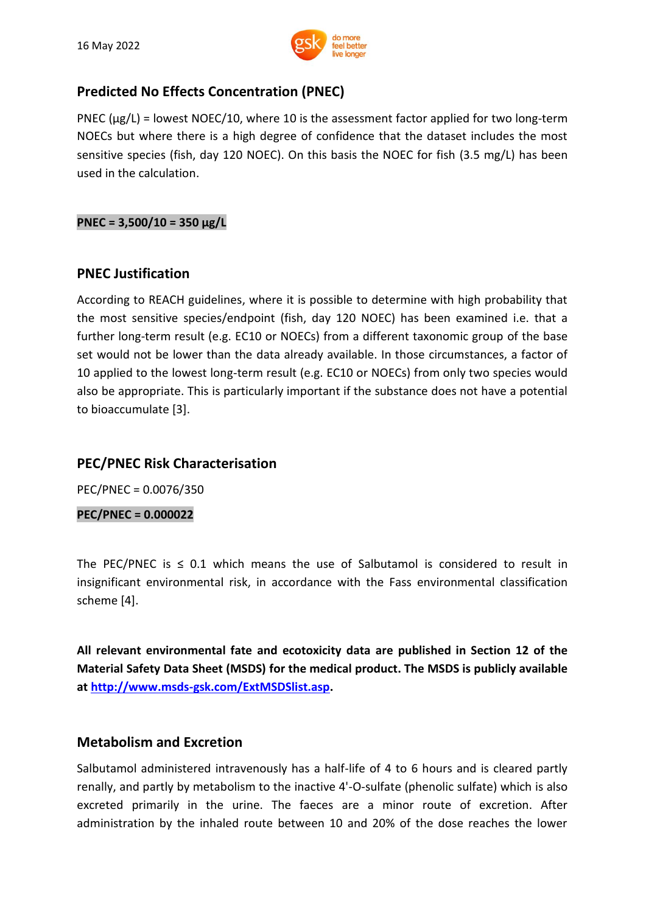## Predicted No Effects Concentration (PNEC)

PNEC (μg/L) = lowest NOEC/10, where 10 is the assessment factor applied for two long-term NOECs but where there is a high degree of confidence that the dataset includes the most sensitive species (fish, day 120 NOEC). On this basis the NOEC for fish (3.5 mg/L) has been used in the calculation.

**PNEC = 3,500/10 = 350 μg/L**

## PNEC Justification

According to REACH guidelines, where it is possible to determine with high probability that the most sensitive species/endpoint (fish, day 120 NOEC) has been examined i.e. that a further long-term result (e.g. EC10 or NOECs) from a different taxonomic group of the base set would not be lower than the data already available. In those circumstances, a factor of 10 applied to the lowest long-term result (e.g. EC10 or NOECs) from only two species would also be appropriate. This is particularly important if the substance does not have a potential to bioaccumulate [3].

## PEC/PNEC Risk Characterisation

PEC/PNEC = 0.0076/350

**PEC/PNEC = 0.000022**

The PEC/PNEC is ≤ 0.1 which means the use of Salbutamol is considered to result in insignificant environmental risk, in accordance with the Fass environmental classification scheme [4].

**All relevant environmental fate and ecotoxicity data are published in Section 12 of the Material Safety Data Sheet (MSDS) for the medical product. The MSDS is publicly available at [http://www.msds-gsk.com/ExtMSDSlist.asp](http://www.msds-gsk.com/ExtMSDSlist.asp).**

## Metabolism and Excretion

Salbutamol administered intravenously has a half-life of 4 to 6 hours and is cleared partly renally, and partly by metabolism to the inactive 4'-O-sulfate (phenolic sulfate) which is also excreted primarily in the urine. The faeces are a minor route of excretion. After administration by the inhaled route between 10 and 20% of the dose reaches the lower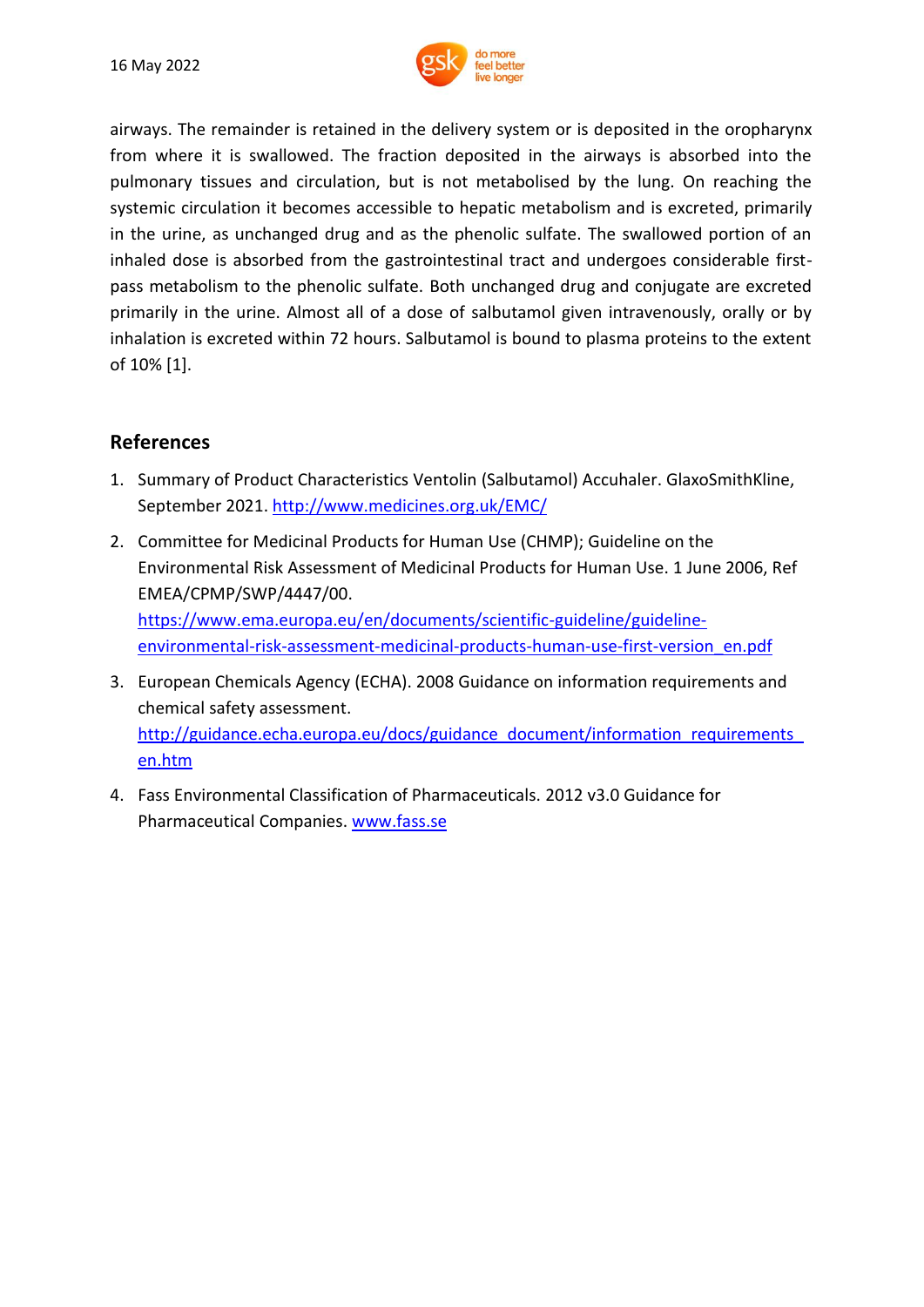airways. The remainder is retained in the delivery system or is deposited in the oropharynx from where it is swallowed. The fraction deposited in the airways is absorbed into the pulmonary tissues and circulation, but is not metabolised by the lung. On reaching the systemic circulation it becomes accessible to hepatic metabolism and is excreted, primarily in the urine, as unchanged drug and as the phenolic sulfate. The swallowed portion of an inhaled dose is absorbed from the gastrointestinal tract and undergoes considerable first-pass metabolism to the phenolic sulfate. Both unchanged drug and conjugate are excreted primarily in the urine. Almost all of a dose of salbutamol given intravenously, orally or by inhalation is excreted within 72 hours. Salbutamol is bound to plasma proteins to the extent of 10% [1].

## References

1. Summary of Product Characteristics Ventolin (Salbutamol) Accuhaler. GlaxoSmithKline, September 2021. http://www.medicines.org.uk/EMC/
2. Committee for Medicinal Products for Human Use (CHMP); Guideline on the Environmental Risk Assessment of Medicinal Products for Human Use. 1 June 2006, Ref EMEA/CPMP/SWP/4447/00. https://www.ema.europa.eu/en/documents/scientific-guideline/guideline-environmental-risk-assessment-medicinal-products-human-use-first-version_en.pdf
3. European Chemicals Agency (ECHA). 2008 Guidance on information requirements and chemical safety assessment. http://guidance.echa.europa.eu/docs/guidance_document/information_requirements_en.htm
4. Fass Environmental Classification of Pharmaceuticals. 2012 v3.0 Guidance for Pharmaceutical Companies. www.fass.se